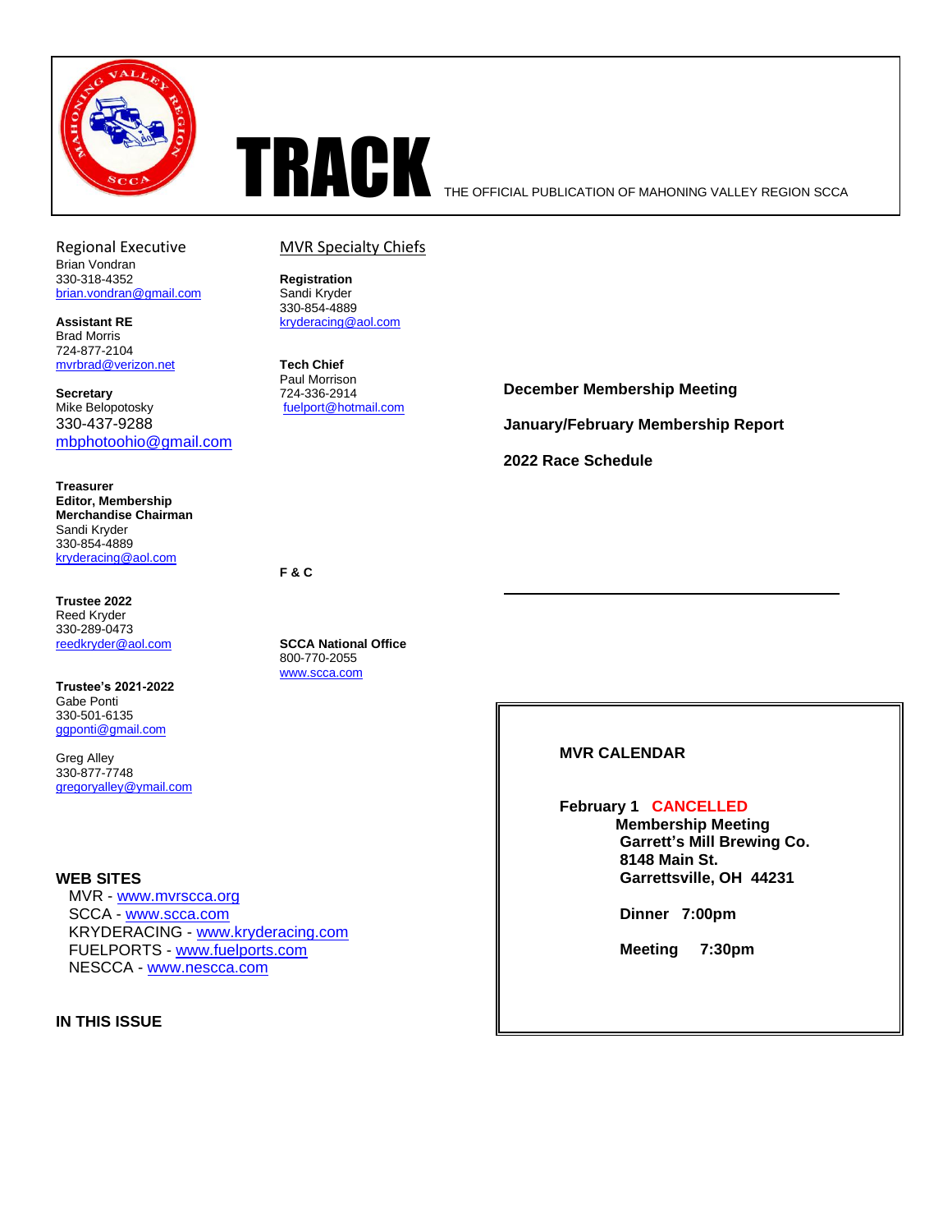# TRACK

THE OFFICIAL PUBLICATION OF MAHONING VALLEY REGION SCCA

**Regional Executive**
Brian Vondran
330-318-4352
brian.vondran@gmail.com

**Assistant RE**
Brad Morris
724-877-2104
mvrbrad@verizon.net

**Secretary**
Mike Belopotosky
330-437-9288
mbphotoohio@gmail.com

**Treasurer**
**Editor, Membership**
**Merchandise Chairman**
Sandi Kryder
330-854-4889
kryderacing@aol.com

**Trustee 2022**
Reed Kryder
330-289-0473
reedkryder@aol.com

**Trustee's 2021-2022**
Gabe Ponti
330-501-6135
ggponti@gmail.com

Greg Alley
330-877-7748
gregoryalley@ymail.com

**WEB SITES**

- MVR - www.mvrscca.org
- SCCA - www.scca.com
- KRYDERACING - www.kryderacing.com
- FUELPORTS - www.fuelports.com
- NESCCA - www.nescca.com

**IN THIS ISSUE**

**MVR Specialty Chiefs**

**Registration**
Sandi Kryder
330-854-4889
kryderacing@aol.com

**Tech Chief**
Paul Morrison
724-336-2914
fuelport@hotmail.com

**F & C**

**SCCA National Office**
800-770-2055
www.scca.com

**December Membership Meeting**

**January/February Membership Report**

**2022 Race Schedule**

---

**MVR CALENDAR**

**February 1 CANCELLED**
**Membership Meeting**
**Garrett's Mill Brewing Co.**
**8148 Main St.**
**Garrettsville, OH 44231**

**Dinner 7:00pm**

**Meeting 7:30pm**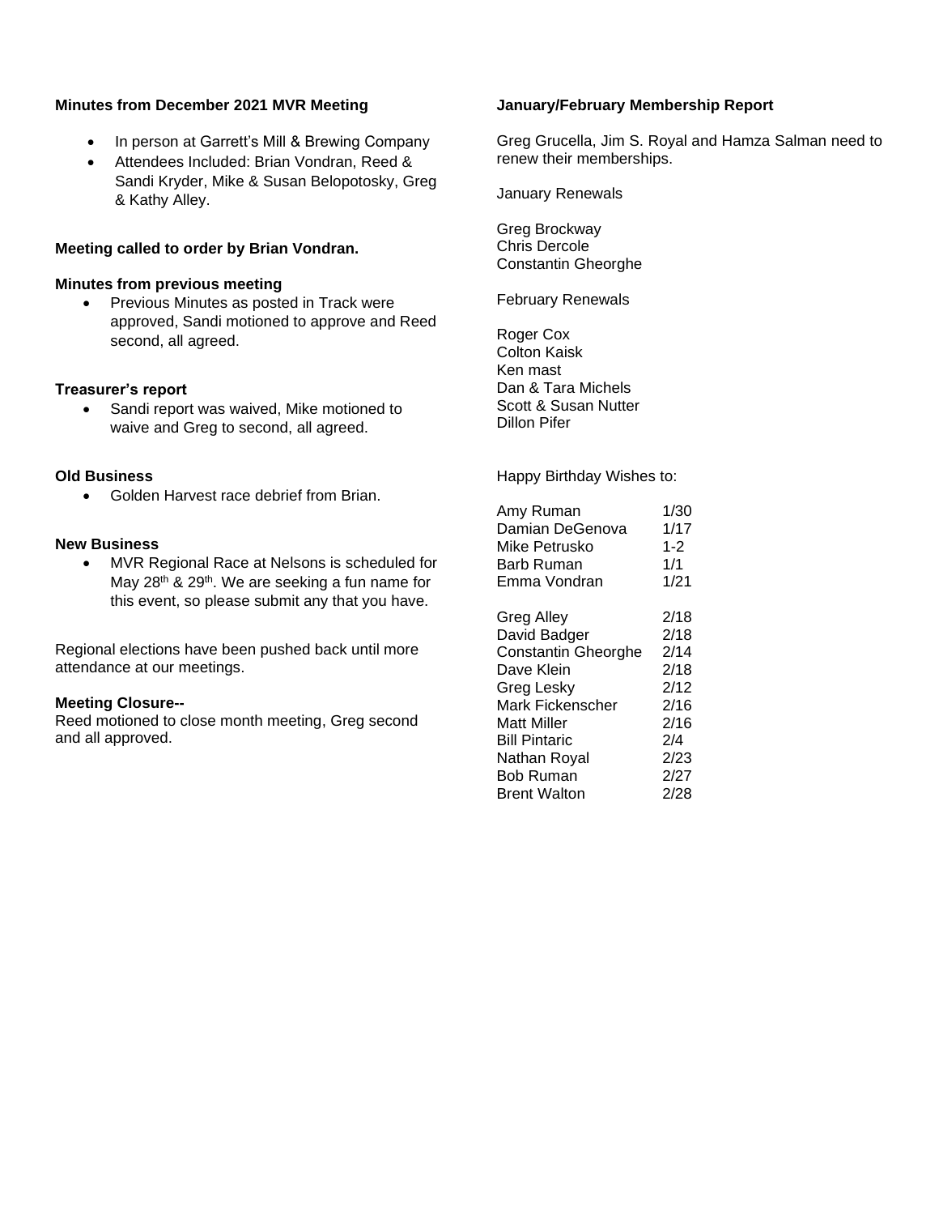**Minutes from December 2021 MVR Meeting**

- In person at Garrett's Mill & Brewing Company
- Attendees Included: Brian Vondran, Reed & Sandi Kryder, Mike & Susan Belopotosky, Greg & Kathy Alley.

**Meeting called to order by Brian Vondran.**

**Minutes from previous meeting**

- Previous Minutes as posted in Track were approved, Sandi motioned to approve and Reed second, all agreed.

**Treasurer's report**

- Sandi report was waived, Mike motioned to waive and Greg to second, all agreed.

**Old Business**

- Golden Harvest race debrief from Brian.

**New Business**

- MVR Regional Race at Nelsons is scheduled for May 28th & 29th. We are seeking a fun name for this event, so please submit any that you have.

Regional elections have been pushed back until more attendance at our meetings.

**Meeting Closure--**

Reed motioned to close month meeting, Greg second and all approved.

**January/February Membership Report**

Greg Grucella, Jim S. Royal and Hamza Salman need to renew their memberships.

January Renewals

Greg Brockway
Chris Dercole
Constantin Gheorghe

February Renewals

Roger Cox
Colton Kaisk
Ken mast
Dan & Tara Michels
Scott & Susan Nutter
Dillon Pifer

Happy Birthday Wishes to:

| | |
|---|---|
| Amy Ruman | 1/30 |
| Damian DeGenova | 1/17 |
| Mike Petrusko | 1-2 |
| Barb Ruman | 1/1 |
| Emma Vondran | 1/21 |
| | |
| Greg Alley | 2/18 |
| David Badger | 2/18 |
| Constantin Gheorghe | 2/14 |
| Dave Klein | 2/18 |
| Greg Lesky | 2/12 |
| Mark Fickenscher | 2/16 |
| Matt Miller | 2/16 |
| Bill Pintaric | 2/4 |
| Nathan Royal | 2/23 |
| Bob Ruman | 2/27 |
| Brent Walton | 2/28 |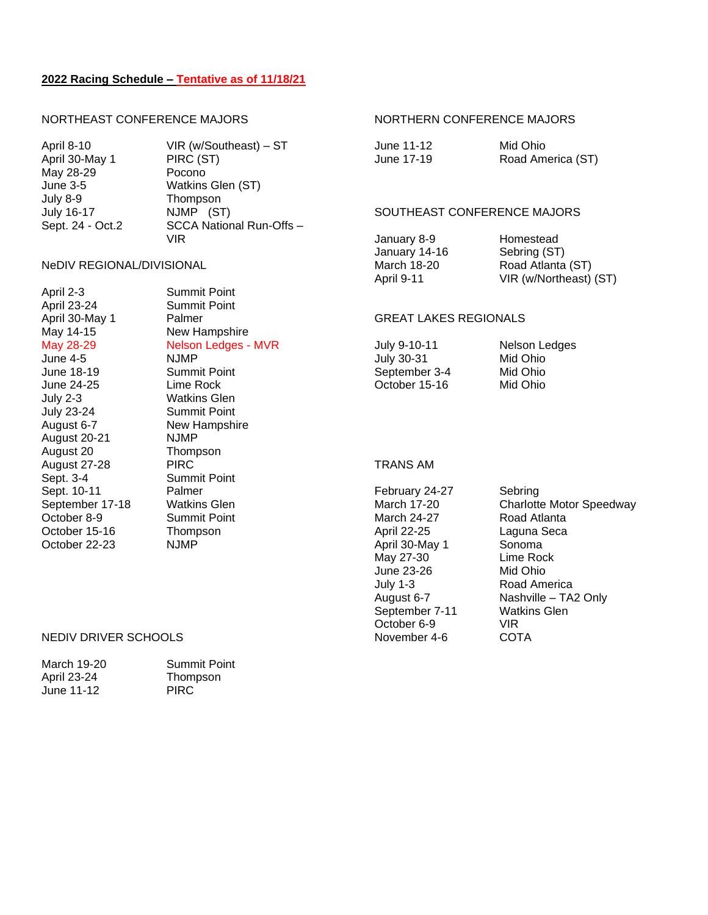**2022 Racing Schedule – Tentative as of 11/18/21**

## NORTHEAST CONFERENCE MAJORS

| | |
|---|---|
| April 8-10 | VIR (w/Southeast) – ST |
| April 30-May 1 | PIRC (ST) |
| May 28-29 | Pocono |
| June 3-5 | Watkins Glen (ST) |
| July 8-9 | Thompson |
| July 16-17 | NJMP (ST) |
| Sept. 24 - Oct.2 | SCCA National Run-Offs – VIR |

## NeDIV REGIONAL/DIVISIONAL

| | |
|---|---|
| April 2-3 | Summit Point |
| April 23-24 | Summit Point |
| April 30-May 1 | Palmer |
| May 14-15 | New Hampshire |
| May 28-29 | Nelson Ledges - MVR |
| June 4-5 | NJMP |
| June 18-19 | Summit Point |
| June 24-25 | Lime Rock |
| July 2-3 | Watkins Glen |
| July 23-24 | Summit Point |
| August 6-7 | New Hampshire |
| August 20-21 | NJMP |
| August 20 | Thompson |
| August 27-28 | PIRC |
| Sept. 3-4 | Summit Point |
| Sept. 10-11 | Palmer |
| September 17-18 | Watkins Glen |
| October 8-9 | Summit Point |
| October 15-16 | Thompson |
| October 22-23 | NJMP |

## NEDIV DRIVER SCHOOLS

| | |
|---|---|
| March 19-20 | Summit Point |
| April 23-24 | Thompson |
| June 11-12 | PIRC |

## NORTHERN CONFERENCE MAJORS

| | |
|---|---|
| June 11-12 | Mid Ohio |
| June 17-19 | Road America (ST) |

## SOUTHEAST CONFERENCE MAJORS

| | |
|---|---|
| January 8-9 | Homestead |
| January 14-16 | Sebring (ST) |
| March 18-20 | Road Atlanta (ST) |
| April 9-11 | VIR (w/Northeast) (ST) |

## GREAT LAKES REGIONALS

| | |
|---|---|
| July 9-10-11 | Nelson Ledges |
| July 30-31 | Mid Ohio |
| September 3-4 | Mid Ohio |
| October 15-16 | Mid Ohio |

## TRANS AM

| | |
|---|---|
| February 24-27 | Sebring |
| March 17-20 | Charlotte Motor Speedway |
| March 24-27 | Road Atlanta |
| April 22-25 | Laguna Seca |
| April 30-May 1 | Sonoma |
| May 27-30 | Lime Rock |
| June 23-26 | Mid Ohio |
| July 1-3 | Road America |
| August 6-7 | Nashville – TA2 Only |
| September 7-11 | Watkins Glen |
| October 6-9 | VIR |
| November 4-6 | COTA |